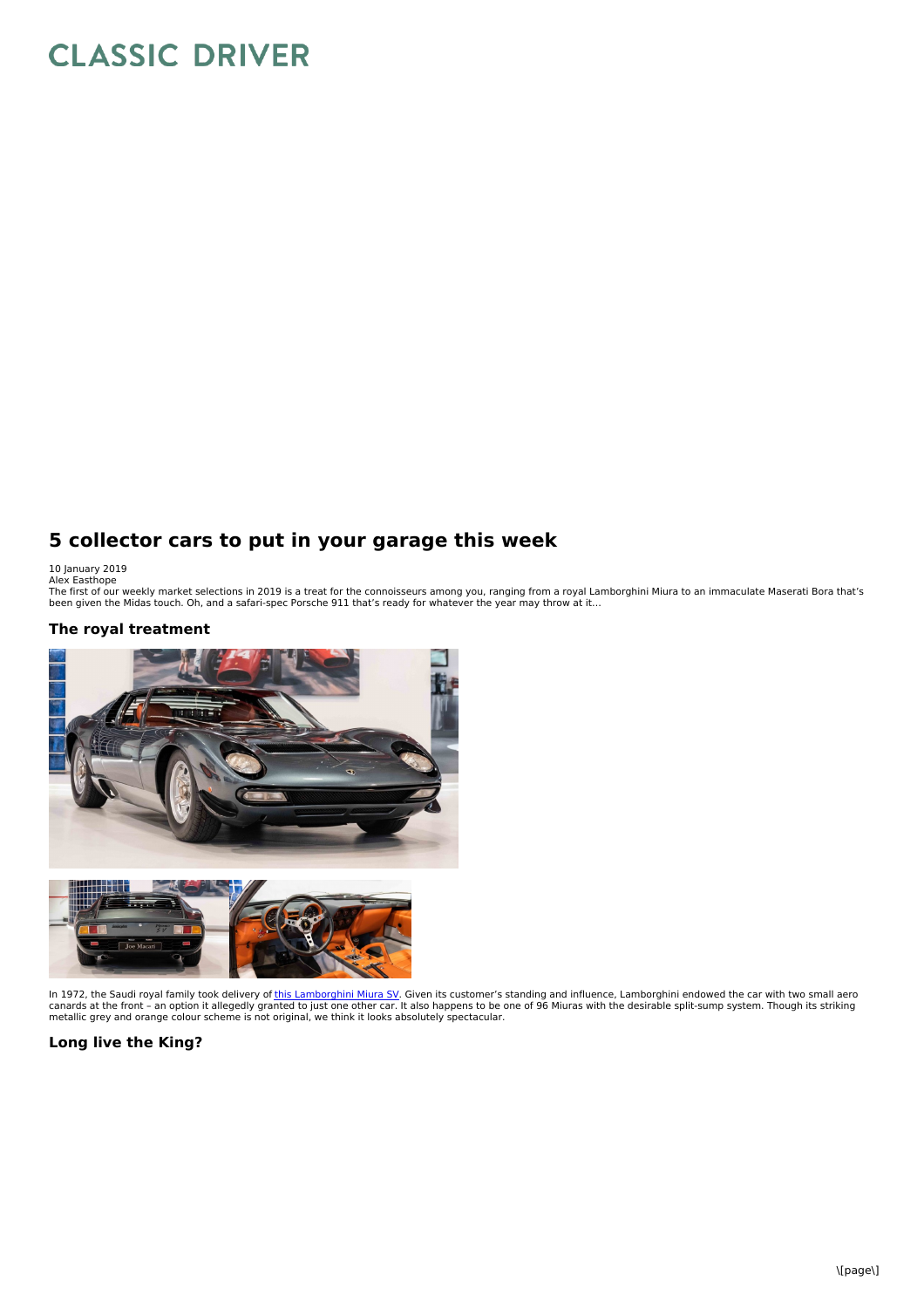# 5 collector cars to put in your garage this week

10 January 2019
Alex Easthope

The first of our weekly market selections in 2019 is a treat for the connoisseurs among you, ranging from a royal Lamborghini Miura to an immaculate Maserati Bora that's been given the Midas touch. Oh, and a safari-spec Porsche 911 that's ready for whatever the year may throw at it…

### The royal treatment

In 1972, the Saudi royal family took delivery of [this Lamborghini Miura SV](). Given its customer's standing and influence, Lamborghini endowed the car with two small aero canards at the front – an option it allegedly granted to just one other car. It also happens to be one of 96 Miuras with the desirable split-sump system. Though its striking metallic grey and orange colour scheme is not original, we think it looks absolutely spectacular.

### Long live the King?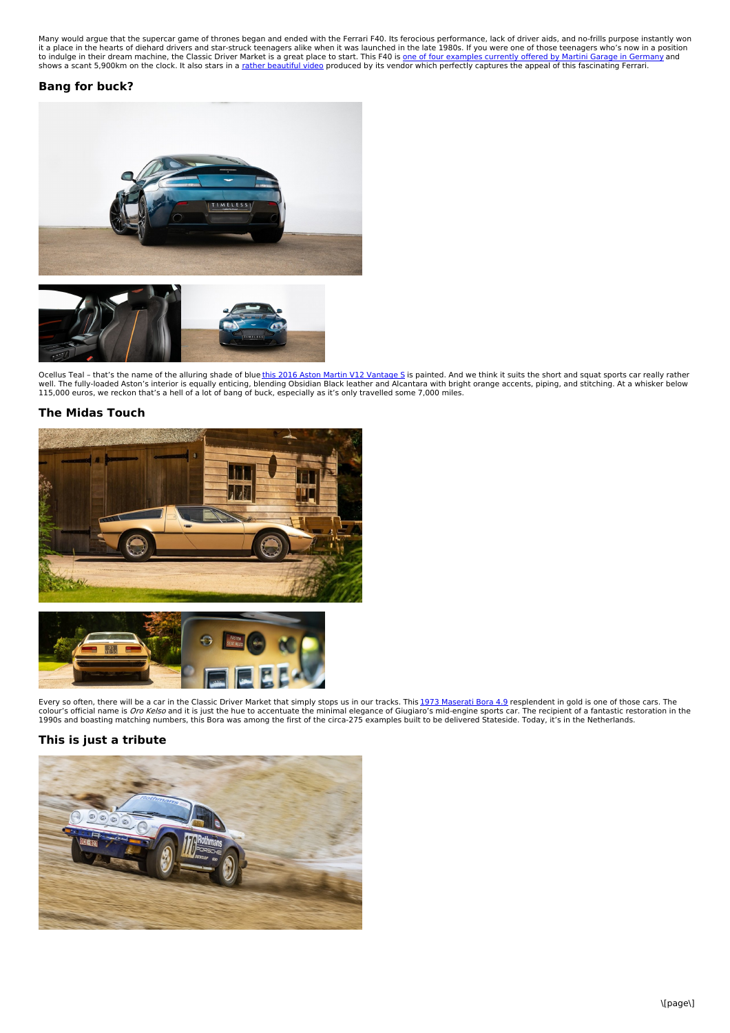Many would argue that the supercar game of thrones began and ended with the Ferrari F40. Its ferocious performance, lack of driver aids, and no-frills purpose instantly won it a place in the hearts of diehard drivers and star-struck teenagers alike when it was launched in the late 1980s. If you were one of those teenagers who's now in a position to indulge in their dream machine, the Classic Driver Market is a great place to start. This F40 is one of four examples currently offered by Martini Garage in Germany and shows a scant 5,900km on the clock. It also stars in a rather beautiful video produced by its vendor which perfectly captures the appeal of this fascinating Ferrari.

## Bang for buck?

Ocellus Teal – that's the name of the alluring shade of blue this 2016 Aston Martin V12 Vantage S is painted. And we think it suits the short and squat sports car really rather well. The fully-loaded Aston's interior is equally enticing, blending Obsidian Black leather and Alcantara with bright orange accents, piping, and stitching. At a whisker below 115,000 euros, we reckon that's a hell of a lot of bang of buck, especially as it's only travelled some 7,000 miles.

## The Midas Touch

Every so often, there will be a car in the Classic Driver Market that simply stops us in our tracks. This 1973 Maserati Bora 4.9 resplendent in gold is one of those cars. The colour's official name is *Oro Kelso* and it is just the hue to accentuate the minimal elegance of Giugiaro's mid-engine sports car. The recipient of a fantastic restoration in the 1990s and boasting matching numbers, this Bora was among the first of the circa-275 examples built to be delivered Stateside. Today, it's in the Netherlands.

## This is just a tribute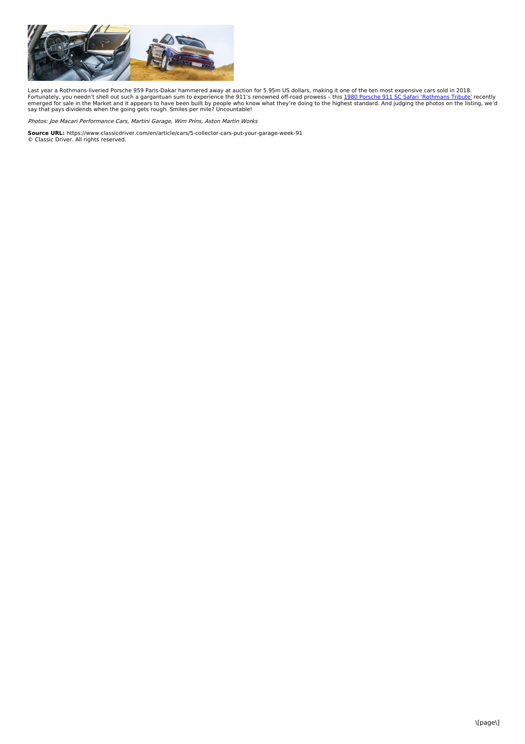Last year a Rothmans-liveried Porsche 959 Paris-Dakar hammered away at auction for 5.95m US dollars, making it one of the ten most expensive cars sold in 2018. Fortunately, you needn't shell out such a gargantuan sum to experience the 911's renowned off-road prowess – this [1980 Porsche 911 SC Safari 'Rothmans Tribute'] recently emerged for sale in the Market and it appears to have been built by people who know what they're doing to the highest standard. And judging the photos on the listing, we'd say that pays dividends when the going gets rough. Smiles per mile? Uncountable!

*Photos: Joe Macari Performance Cars, Martini Garage, Wim Prins, Aston Martin Works*

**Source URL:** https://www.classicdriver.com/en/article/cars/5-collector-cars-put-your-garage-week-91
© Classic Driver. All rights reserved.